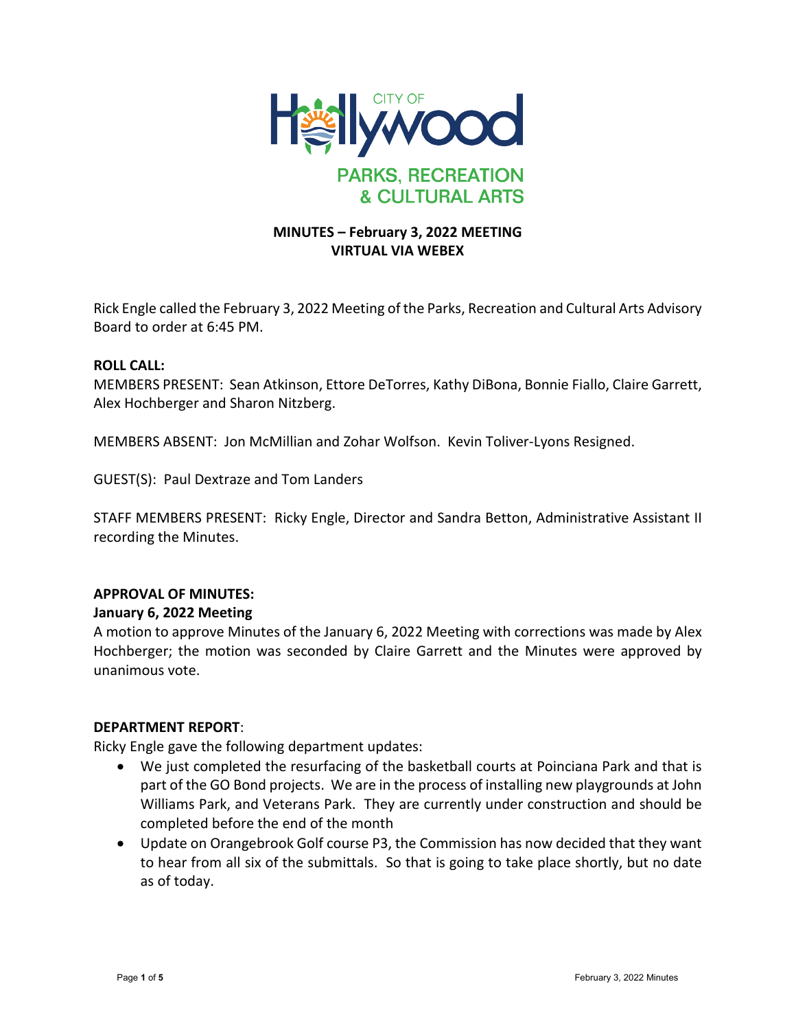CITY OF Hollywood

PARKS, RECREATION & CULTURAL ARTS

**MINUTES – February 3, 2022 MEETING**
**VIRTUAL VIA WEBEX**

Rick Engle called the February 3, 2022 Meeting of the Parks, Recreation and Cultural Arts Advisory Board to order at 6:45 PM.

**ROLL CALL:**
MEMBERS PRESENT: Sean Atkinson, Ettore DeTorres, Kathy DiBona, Bonnie Fiallo, Claire Garrett, Alex Hochberger and Sharon Nitzberg.

MEMBERS ABSENT: Jon McMillian and Zohar Wolfson. Kevin Toliver-Lyons Resigned.

GUEST(S): Paul Dextraze and Tom Landers

STAFF MEMBERS PRESENT: Ricky Engle, Director and Sandra Betton, Administrative Assistant II recording the Minutes.

**APPROVAL OF MINUTES:**
**January 6, 2022 Meeting**
A motion to approve Minutes of the January 6, 2022 Meeting with corrections was made by Alex Hochberger; the motion was seconded by Claire Garrett and the Minutes were approved by unanimous vote.

**DEPARTMENT REPORT**:
Ricky Engle gave the following department updates:

- We just completed the resurfacing of the basketball courts at Poinciana Park and that is part of the GO Bond projects. We are in the process of installing new playgrounds at John Williams Park, and Veterans Park. They are currently under construction and should be completed before the end of the month
- Update on Orangebrook Golf course P3, the Commission has now decided that they want to hear from all six of the submittals. So that is going to take place shortly, but no date as of today.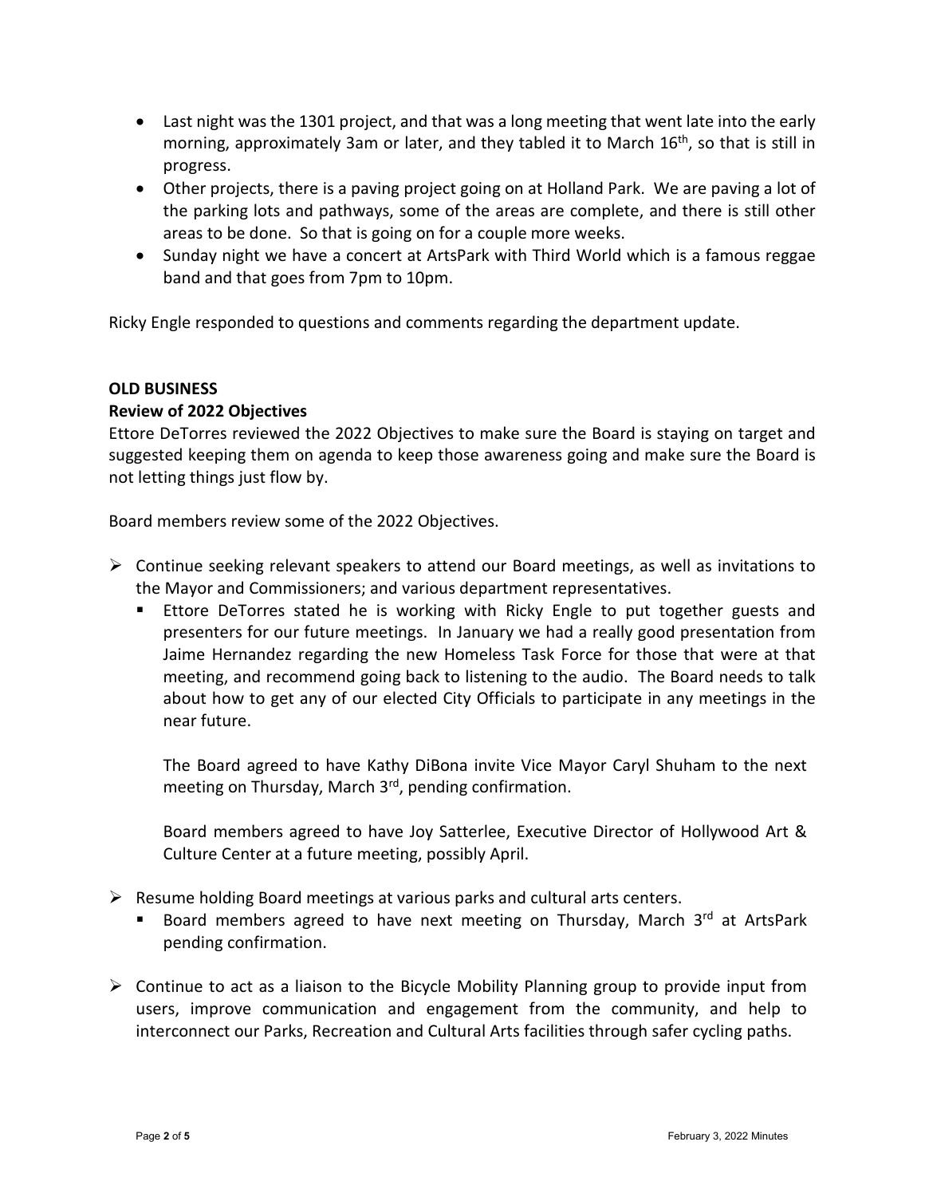- Last night was the 1301 project, and that was a long meeting that went late into the early morning, approximately 3am or later, and they tabled it to March 16th, so that is still in progress.
- Other projects, there is a paving project going on at Holland Park. We are paving a lot of the parking lots and pathways, some of the areas are complete, and there is still other areas to be done. So that is going on for a couple more weeks.
- Sunday night we have a concert at ArtsPark with Third World which is a famous reggae band and that goes from 7pm to 10pm.

Ricky Engle responded to questions and comments regarding the department update.

**OLD BUSINESS**

**Review of 2022 Objectives**

Ettore DeTorres reviewed the 2022 Objectives to make sure the Board is staying on target and suggested keeping them on agenda to keep those awareness going and make sure the Board is not letting things just flow by.

Board members review some of the 2022 Objectives.

- Continue seeking relevant speakers to attend our Board meetings, as well as invitations to the Mayor and Commissioners; and various department representatives.
  - Ettore DeTorres stated he is working with Ricky Engle to put together guests and presenters for our future meetings. In January we had a really good presentation from Jaime Hernandez regarding the new Homeless Task Force for those that were at that meeting, and recommend going back to listening to the audio. The Board needs to talk about how to get any of our elected City Officials to participate in any meetings in the near future.

    The Board agreed to have Kathy DiBona invite Vice Mayor Caryl Shuham to the next meeting on Thursday, March 3rd, pending confirmation.

    Board members agreed to have Joy Satterlee, Executive Director of Hollywood Art & Culture Center at a future meeting, possibly April.

- Resume holding Board meetings at various parks and cultural arts centers.
  - Board members agreed to have next meeting on Thursday, March 3rd at ArtsPark pending confirmation.

- Continue to act as a liaison to the Bicycle Mobility Planning group to provide input from users, improve communication and engagement from the community, and help to interconnect our Parks, Recreation and Cultural Arts facilities through safer cycling paths.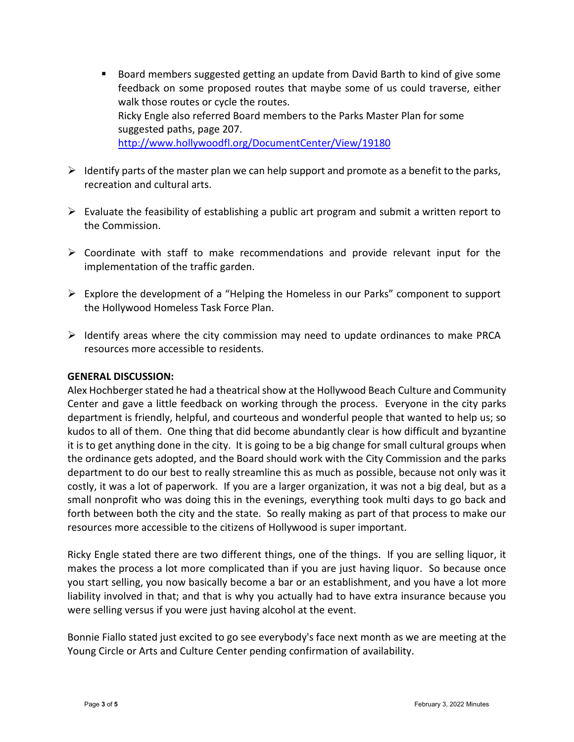- Board members suggested getting an update from David Barth to kind of give some feedback on some proposed routes that maybe some of us could traverse, either walk those routes or cycle the routes.
    Ricky Engle also referred Board members to the Parks Master Plan for some suggested paths, page 207.
    http://www.hollywoodfl.org/DocumentCenter/View/19180

- Identify parts of the master plan we can help support and promote as a benefit to the parks, recreation and cultural arts.

- Evaluate the feasibility of establishing a public art program and submit a written report to the Commission.

- Coordinate with staff to make recommendations and provide relevant input for the implementation of the traffic garden.

- Explore the development of a "Helping the Homeless in our Parks" component to support the Hollywood Homeless Task Force Plan.

- Identify areas where the city commission may need to update ordinances to make PRCA resources more accessible to residents.

**GENERAL DISCUSSION:**

Alex Hochberger stated he had a theatrical show at the Hollywood Beach Culture and Community Center and gave a little feedback on working through the process. Everyone in the city parks department is friendly, helpful, and courteous and wonderful people that wanted to help us; so kudos to all of them. One thing that did become abundantly clear is how difficult and byzantine it is to get anything done in the city. It is going to be a big change for small cultural groups when the ordinance gets adopted, and the Board should work with the City Commission and the parks department to do our best to really streamline this as much as possible, because not only was it costly, it was a lot of paperwork. If you are a larger organization, it was not a big deal, but as a small nonprofit who was doing this in the evenings, everything took multi days to go back and forth between both the city and the state. So really making as part of that process to make our resources more accessible to the citizens of Hollywood is super important.

Ricky Engle stated there are two different things, one of the things. If you are selling liquor, it makes the process a lot more complicated than if you are just having liquor. So because once you start selling, you now basically become a bar or an establishment, and you have a lot more liability involved in that; and that is why you actually had to have extra insurance because you were selling versus if you were just having alcohol at the event.

Bonnie Fiallo stated just excited to go see everybody's face next month as we are meeting at the Young Circle or Arts and Culture Center pending confirmation of availability.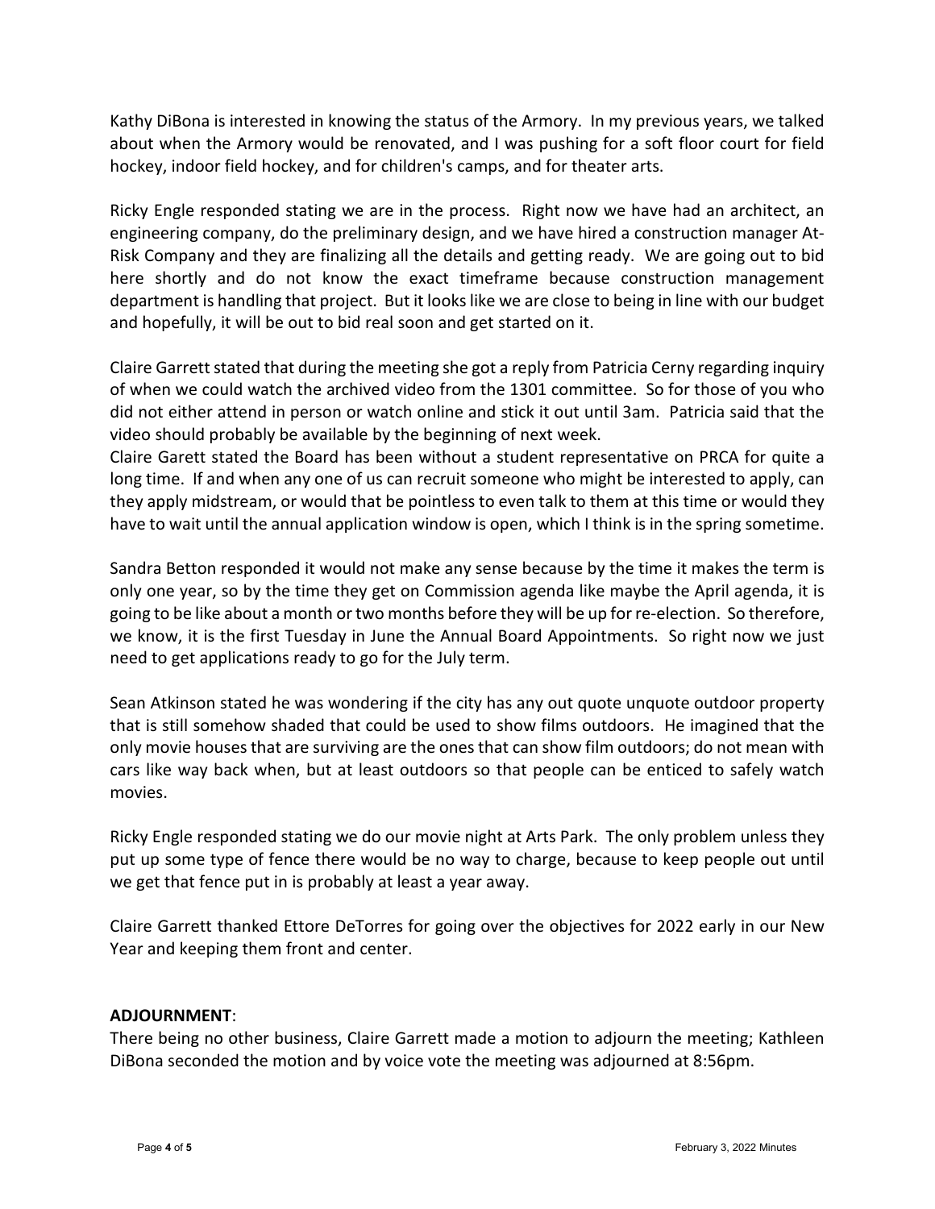Kathy DiBona is interested in knowing the status of the Armory. In my previous years, we talked about when the Armory would be renovated, and I was pushing for a soft floor court for field hockey, indoor field hockey, and for children's camps, and for theater arts.

Ricky Engle responded stating we are in the process. Right now we have had an architect, an engineering company, do the preliminary design, and we have hired a construction manager At-Risk Company and they are finalizing all the details and getting ready. We are going out to bid here shortly and do not know the exact timeframe because construction management department is handling that project. But it looks like we are close to being in line with our budget and hopefully, it will be out to bid real soon and get started on it.

Claire Garrett stated that during the meeting she got a reply from Patricia Cerny regarding inquiry of when we could watch the archived video from the 1301 committee. So for those of you who did not either attend in person or watch online and stick it out until 3am. Patricia said that the video should probably be available by the beginning of next week.

Claire Garett stated the Board has been without a student representative on PRCA for quite a long time. If and when any one of us can recruit someone who might be interested to apply, can they apply midstream, or would that be pointless to even talk to them at this time or would they have to wait until the annual application window is open, which I think is in the spring sometime.

Sandra Betton responded it would not make any sense because by the time it makes the term is only one year, so by the time they get on Commission agenda like maybe the April agenda, it is going to be like about a month or two months before they will be up for re-election. So therefore, we know, it is the first Tuesday in June the Annual Board Appointments. So right now we just need to get applications ready to go for the July term.

Sean Atkinson stated he was wondering if the city has any out quote unquote outdoor property that is still somehow shaded that could be used to show films outdoors. He imagined that the only movie houses that are surviving are the ones that can show film outdoors; do not mean with cars like way back when, but at least outdoors so that people can be enticed to safely watch movies.

Ricky Engle responded stating we do our movie night at Arts Park. The only problem unless they put up some type of fence there would be no way to charge, because to keep people out until we get that fence put in is probably at least a year away.

Claire Garrett thanked Ettore DeTorres for going over the objectives for 2022 early in our New Year and keeping them front and center.

**ADJOURNMENT**:
There being no other business, Claire Garrett made a motion to adjourn the meeting; Kathleen DiBona seconded the motion and by voice vote the meeting was adjourned at 8:56pm.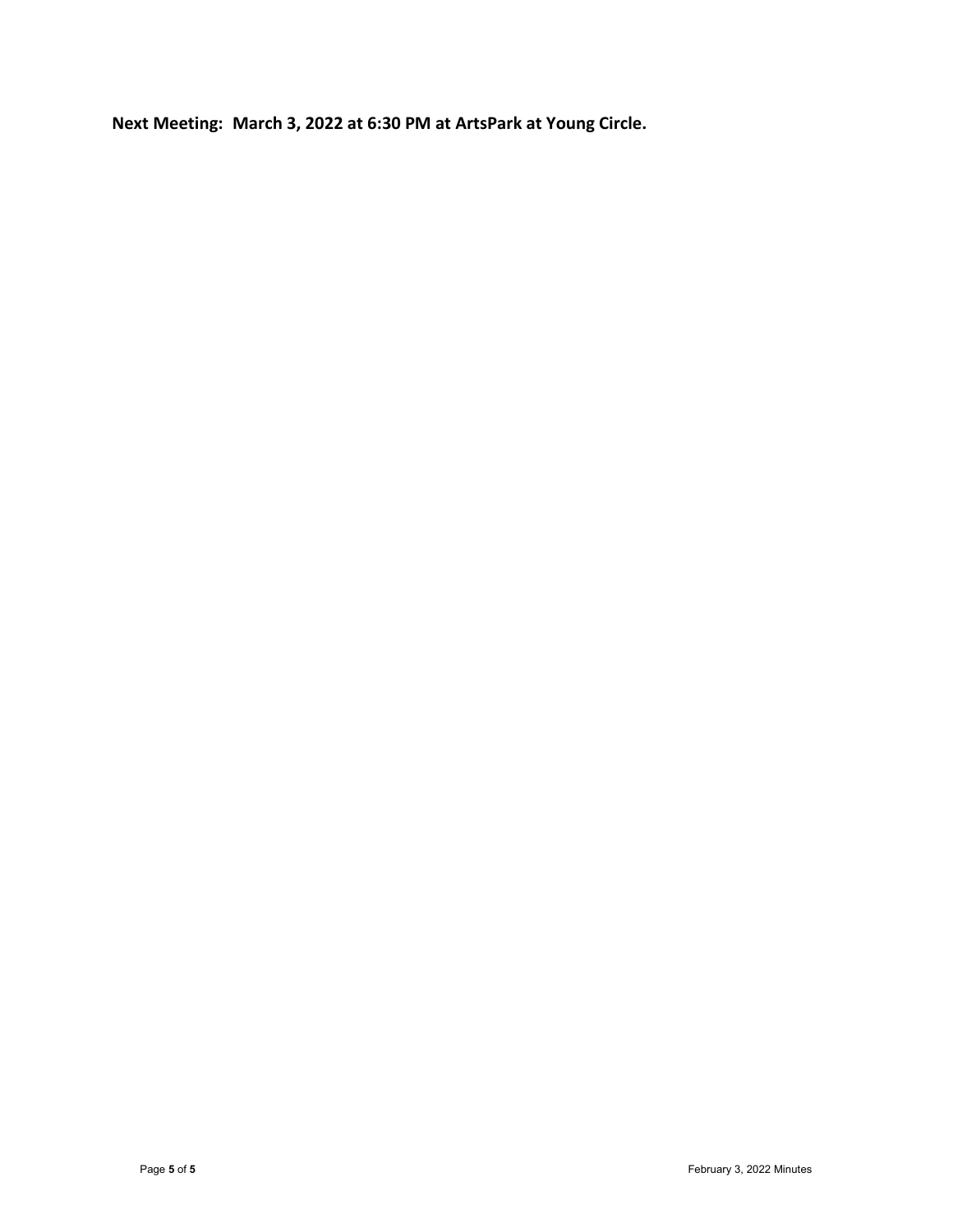**Next Meeting: March 3, 2022 at 6:30 PM at ArtsPark at Young Circle.**